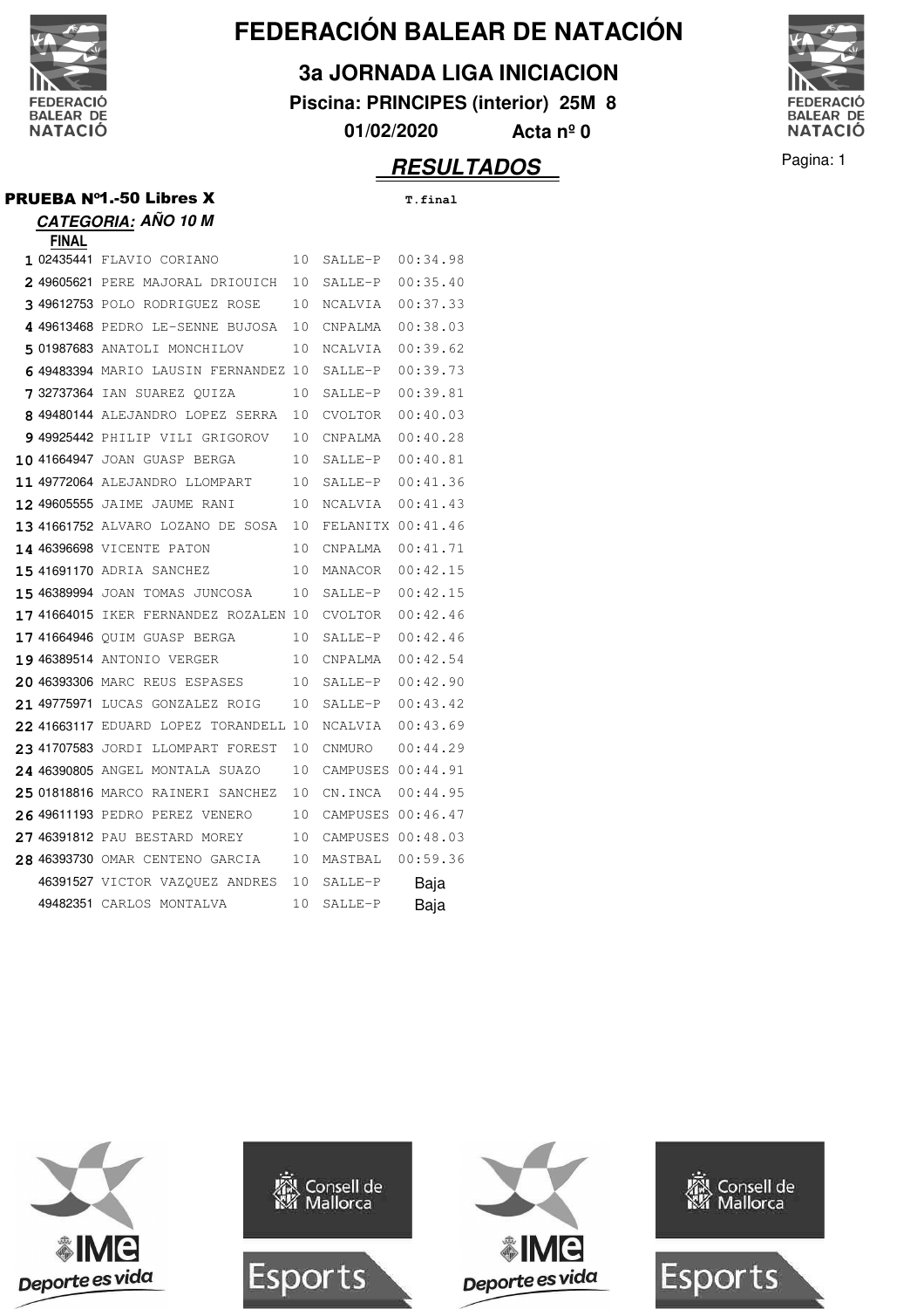# FEDERACIÓN BALEAR DE NATACIÓN

## 3a JORNADA LIGA INICIACION

**Piscina: PRINCIPES (interior) 25M 8**

**01/02/2020 Acta nº 0**

## *RESULTADOS*

### PRUEBA Nº1.-50 Libres X

***CATEGORIA:* AÑO 10 M**

**FINAL**

| | | | | | T.final |
|---|---|---|---|---|---|
| 1 | 02435441 | FLAVIO CORIANO | 10 | SALLE-P | 00:34.98 |
| 2 | 49605621 | PERE MAJORAL DRIOUICH | 10 | SALLE-P | 00:35.40 |
| 3 | 49612753 | POLO RODRIGUEZ ROSE | 10 | NCALVIA | 00:37.33 |
| 4 | 49613468 | PEDRO LE-SENNE BUJOSA | 10 | CNPALMA | 00:38.03 |
| 5 | 01987683 | ANATOLI MONCHILOV | 10 | NCALVIA | 00:39.62 |
| 6 | 49483394 | MARIO LAUSIN FERNANDEZ | 10 | SALLE-P | 00:39.73 |
| 7 | 32737364 | IAN SUAREZ QUIZA | 10 | SALLE-P | 00:39.81 |
| 8 | 49480144 | ALEJANDRO LOPEZ SERRA | 10 | CVOLTOR | 00:40.03 |
| 9 | 49925442 | PHILIP VILI GRIGOROV | 10 | CNPALMA | 00:40.28 |
| 10 | 41664947 | JOAN GUASP BERGA | 10 | SALLE-P | 00:40.81 |
| 11 | 49772064 | ALEJANDRO LLOMPART | 10 | SALLE-P | 00:41.36 |
| 12 | 49605555 | JAIME JAUME RANI | 10 | NCALVIA | 00:41.43 |
| 13 | 41661752 | ALVARO LOZANO DE SOSA | 10 | FELANITX | 00:41.46 |
| 14 | 46396698 | VICENTE PATON | 10 | CNPALMA | 00:41.71 |
| 15 | 41691170 | ADRIA SANCHEZ | 10 | MANACOR | 00:42.15 |
| 15 | 46389994 | JOAN TOMAS JUNCOSA | 10 | SALLE-P | 00:42.15 |
| 17 | 41664015 | IKER FERNANDEZ ROZALEN | 10 | CVOLTOR | 00:42.46 |
| 17 | 41664946 | QUIM GUASP BERGA | 10 | SALLE-P | 00:42.46 |
| 19 | 46389514 | ANTONIO VERGER | 10 | CNPALMA | 00:42.54 |
| 20 | 46393306 | MARC REUS ESPASES | 10 | SALLE-P | 00:42.90 |
| 21 | 49775971 | LUCAS GONZALEZ ROIG | 10 | SALLE-P | 00:43.42 |
| 22 | 41663117 | EDUARD LOPEZ TORANDELL | 10 | NCALVIA | 00:43.69 |
| 23 | 41707583 | JORDI LLOMPART FOREST | 10 | CNMURO | 00:44.29 |
| 24 | 46390805 | ANGEL MONTALA SUAZO | 10 | CAMPUSES | 00:44.91 |
| 25 | 01818816 | MARCO RAINERI SANCHEZ | 10 | CN.INCA | 00:44.95 |
| 26 | 49611193 | PEDRO PEREZ VENERO | 10 | CAMPUSES | 00:46.47 |
| 27 | 46391812 | PAU BESTARD MOREY | 10 | CAMPUSES | 00:48.03 |
| 28 | 46393730 | OMAR CENTENO GARCIA | 10 | MASTBAL | 00:59.36 |
| | 46391527 | VICTOR VAZQUEZ ANDRES | 10 | SALLE-P | Baja |
| | 49482351 | CARLOS MONTALVA | 10 | SALLE-P | Baja |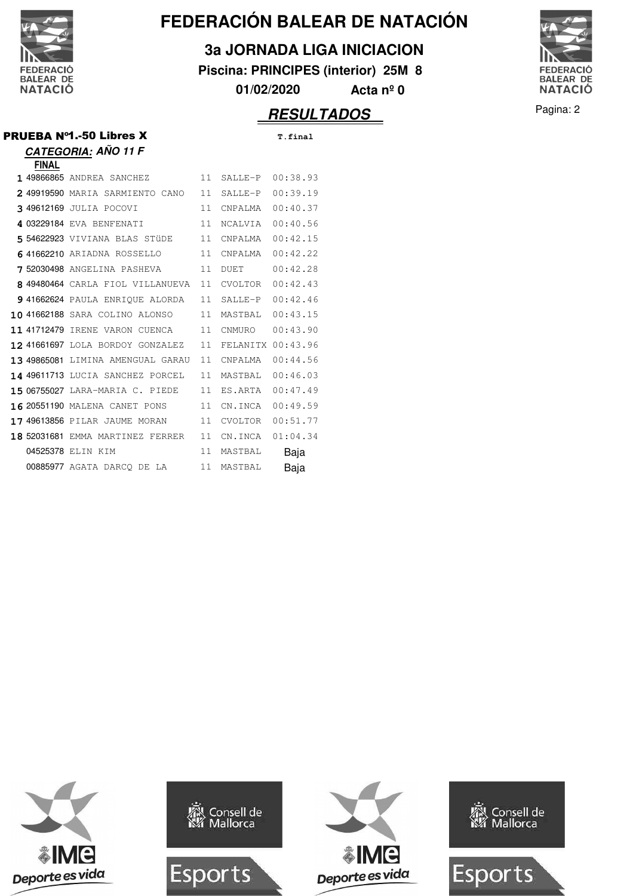# FEDERACIÓN BALEAR DE NATACIÓN

## 3a JORNADA LIGA INICIACION

**Piscina: PRINCIPES (interior) 25M 8**

**01/02/2020 Acta nº 0**

## *RESULTADOS*

**PRUEBA Nº1.-50 Libres X**

***CATEGORIA:* AÑO 11 F**

**FINAL**

| | | | | | T.final |
|---|---|---|---|---|---|
| 1 | 49866865 | ANDREA SANCHEZ | 11 | SALLE-P | 00:38.93 |
| 2 | 49919590 | MARIA SARMIENTO CANO | 11 | SALLE-P | 00:39.19 |
| 3 | 49612169 | JULIA POCOVI | 11 | CNPALMA | 00:40.37 |
| 4 | 03229184 | EVA BENFENATI | 11 | NCALVIA | 00:40.56 |
| 5 | 54622923 | VIVIANA BLAS STüDE | 11 | CNPALMA | 00:42.15 |
| 6 | 41662210 | ARIADNA ROSSELLO | 11 | CNPALMA | 00:42.22 |
| 7 | 52030498 | ANGELINA PASHEVA | 11 | DUET | 00:42.28 |
| 8 | 49480464 | CARLA FIOL VILLANUEVA | 11 | CVOLTOR | 00:42.43 |
| 9 | 41662624 | PAULA ENRIQUE ALORDA | 11 | SALLE-P | 00:42.46 |
| 10 | 41662188 | SARA COLINO ALONSO | 11 | MASTBAL | 00:43.15 |
| 11 | 41712479 | IRENE VARON CUENCA | 11 | CNMURO | 00:43.90 |
| 12 | 41661697 | LOLA BORDOY GONZALEZ | 11 | FELANITX | 00:43.96 |
| 13 | 49865081 | LIMINA AMENGUAL GARAU | 11 | CNPALMA | 00:44.56 |
| 14 | 49611713 | LUCIA SANCHEZ PORCEL | 11 | MASTBAL | 00:46.03 |
| 15 | 06755027 | LARA-MARIA C. PIEDE | 11 | ES.ARTA | 00:47.49 |
| 16 | 20551190 | MALENA CANET PONS | 11 | CN.INCA | 00:49.59 |
| 17 | 49613856 | PILAR JAUME MORAN | 11 | CVOLTOR | 00:51.77 |
| 18 | 52031681 | EMMA MARTINEZ FERRER | 11 | CN.INCA | 01:04.34 |
| | 04525378 | ELIN KIM | 11 | MASTBAL | Baja |
| | 00885977 | AGATA DARCQ DE LA | 11 | MASTBAL | Baja |